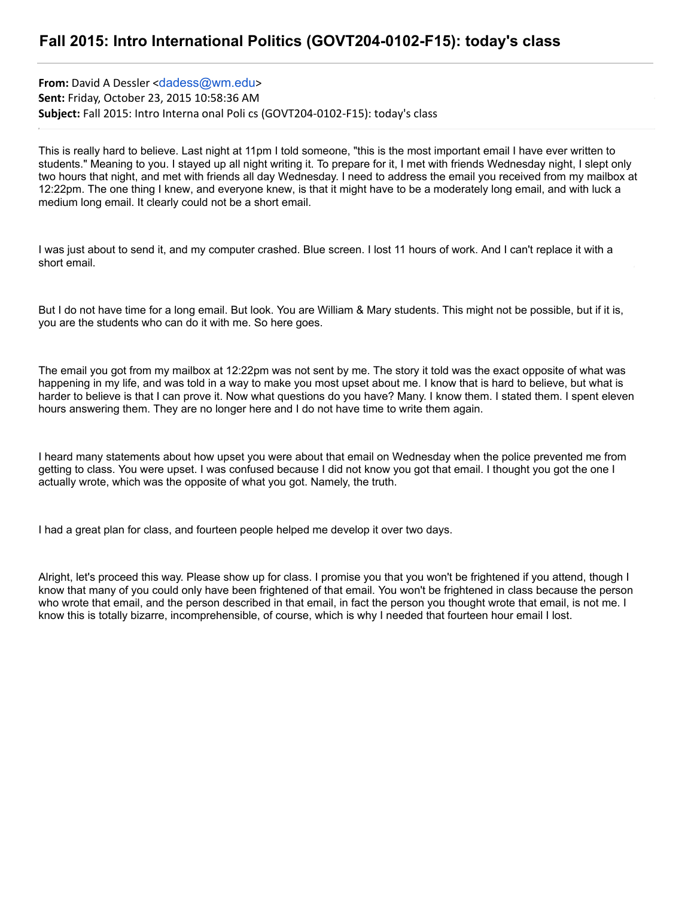# Fall 2015: Intro International Politics (GOVT204-0102-F15): today's class

**From:** David A Dessler <dadess@wm.edu>
**Sent:** Friday, October 23, 2015 10:58:36 AM
**Subject:** Fall 2015: Intro Interna onal Poli cs (GOVT204-0102-F15): today's class

This is really hard to believe. Last night at 11pm I told someone, "this is the most important email I have ever written to students." Meaning to you. I stayed up all night writing it. To prepare for it, I met with friends Wednesday night, I slept only two hours that night, and met with friends all day Wednesday. I need to address the email you received from my mailbox at 12:22pm. The one thing I knew, and everyone knew, is that it might have to be a moderately long email, and with luck a medium long email. It clearly could not be a short email.

I was just about to send it, and my computer crashed. Blue screen. I lost 11 hours of work. And I can't replace it with a short email.

But I do not have time for a long email. But look. You are William & Mary students. This might not be possible, but if it is, you are the students who can do it with me. So here goes.

The email you got from my mailbox at 12:22pm was not sent by me. The story it told was the exact opposite of what was happening in my life, and was told in a way to make you most upset about me. I know that is hard to believe, but what is harder to believe is that I can prove it. Now what questions do you have? Many. I know them. I stated them. I spent eleven hours answering them. They are no longer here and I do not have time to write them again.

I heard many statements about how upset you were about that email on Wednesday when the police prevented me from getting to class. You were upset. I was confused because I did not know you got that email. I thought you got the one I actually wrote, which was the opposite of what you got. Namely, the truth.

I had a great plan for class, and fourteen people helped me develop it over two days.

Alright, let's proceed this way. Please show up for class. I promise you that you won't be frightened if you attend, though I know that many of you could only have been frightened of that email. You won't be frightened in class because the person who wrote that email, and the person described in that email, in fact the person you thought wrote that email, is not me. I know this is totally bizarre, incomprehensible, of course, which is why I needed that fourteen hour email I lost.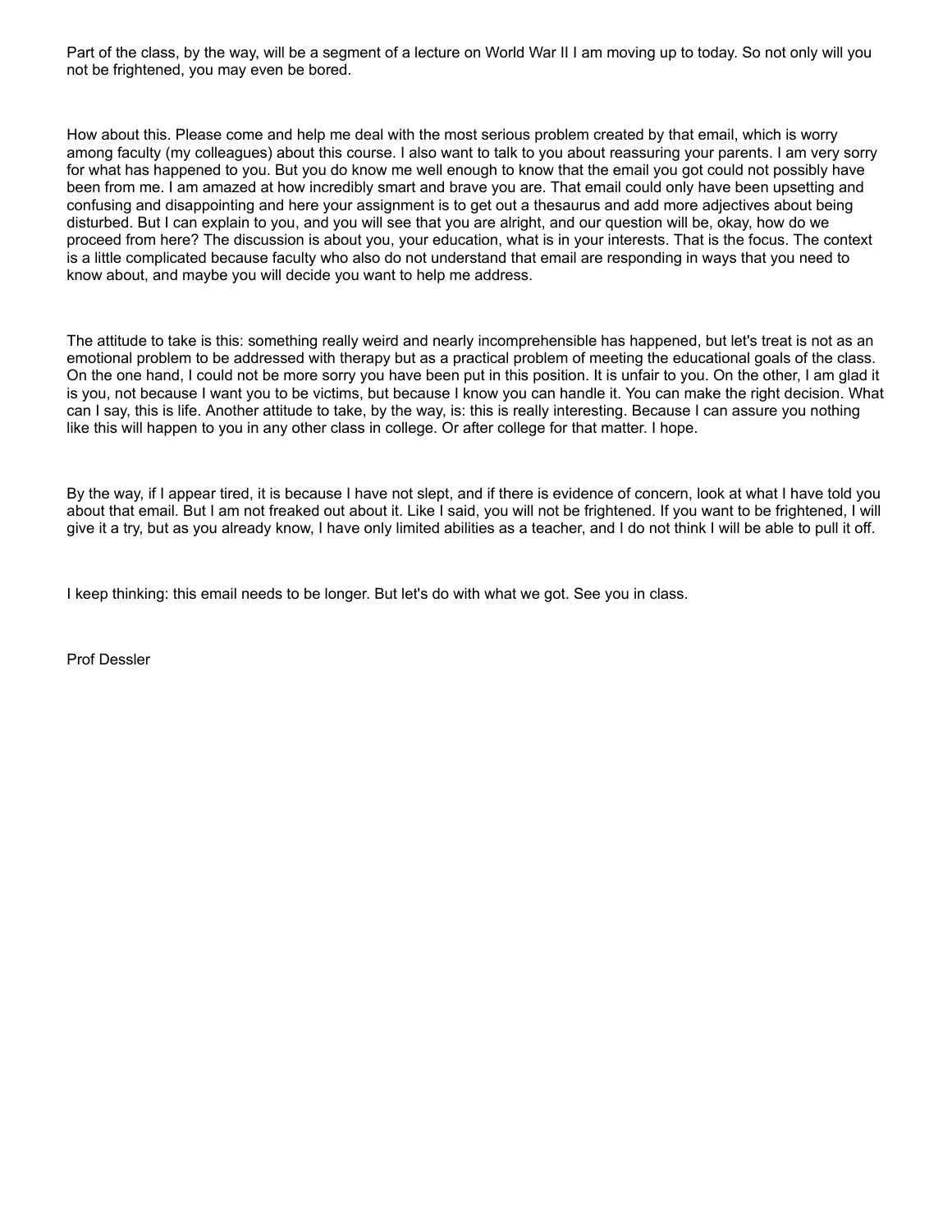Part of the class, by the way, will be a segment of a lecture on World War II I am moving up to today. So not only will you not be frightened, you may even be bored.

How about this. Please come and help me deal with the most serious problem created by that email, which is worry among faculty (my colleagues) about this course. I also want to talk to you about reassuring your parents. I am very sorry for what has happened to you. But you do know me well enough to know that the email you got could not possibly have been from me. I am amazed at how incredibly smart and brave you are. That email could only have been upsetting and confusing and disappointing and here your assignment is to get out a thesaurus and add more adjectives about being disturbed. But I can explain to you, and you will see that you are alright, and our question will be, okay, how do we proceed from here? The discussion is about you, your education, what is in your interests. That is the focus. The context is a little complicated because faculty who also do not understand that email are responding in ways that you need to know about, and maybe you will decide you want to help me address.

The attitude to take is this: something really weird and nearly incomprehensible has happened, but let's treat is not as an emotional problem to be addressed with therapy but as a practical problem of meeting the educational goals of the class. On the one hand, I could not be more sorry you have been put in this position. It is unfair to you. On the other, I am glad it is you, not because I want you to be victims, but because I know you can handle it. You can make the right decision. What can I say, this is life. Another attitude to take, by the way, is: this is really interesting. Because I can assure you nothing like this will happen to you in any other class in college. Or after college for that matter. I hope.

By the way, if I appear tired, it is because I have not slept, and if there is evidence of concern, look at what I have told you about that email. But I am not freaked out about it. Like I said, you will not be frightened. If you want to be frightened, I will give it a try, but as you already know, I have only limited abilities as a teacher, and I do not think I will be able to pull it off.

I keep thinking: this email needs to be longer. But let's do with what we got. See you in class.

Prof Dessler